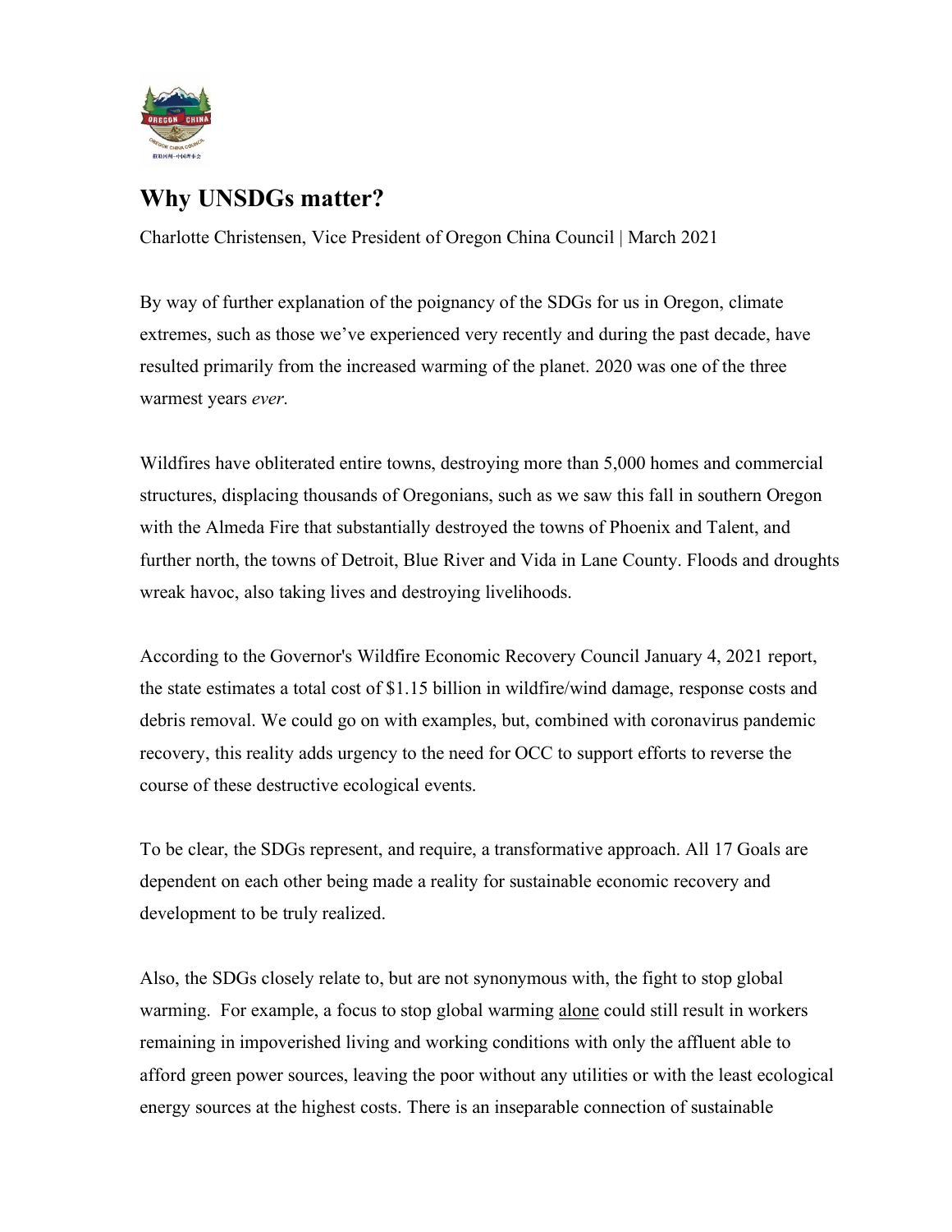# Why UNSDGs matter?

Charlotte Christensen, Vice President of Oregon China Council | March 2021

By way of further explanation of the poignancy of the SDGs for us in Oregon, climate extremes, such as those we've experienced very recently and during the past decade, have resulted primarily from the increased warming of the planet. 2020 was one of the three warmest years *ever*.

Wildfires have obliterated entire towns, destroying more than 5,000 homes and commercial structures, displacing thousands of Oregonians, such as we saw this fall in southern Oregon with the Almeda Fire that substantially destroyed the towns of Phoenix and Talent, and further north, the towns of Detroit, Blue River and Vida in Lane County. Floods and droughts wreak havoc, also taking lives and destroying livelihoods.

According to the Governor's Wildfire Economic Recovery Council January 4, 2021 report, the state estimates a total cost of $1.15 billion in wildfire/wind damage, response costs and debris removal. We could go on with examples, but, combined with coronavirus pandemic recovery, this reality adds urgency to the need for OCC to support efforts to reverse the course of these destructive ecological events.

To be clear, the SDGs represent, and require, a transformative approach. All 17 Goals are dependent on each other being made a reality for sustainable economic recovery and development to be truly realized.

Also, the SDGs closely relate to, but are not synonymous with, the fight to stop global warming. For example, a focus to stop global warming alone could still result in workers remaining in impoverished living and working conditions with only the affluent able to afford green power sources, leaving the poor without any utilities or with the least ecological energy sources at the highest costs. There is an inseparable connection of sustainable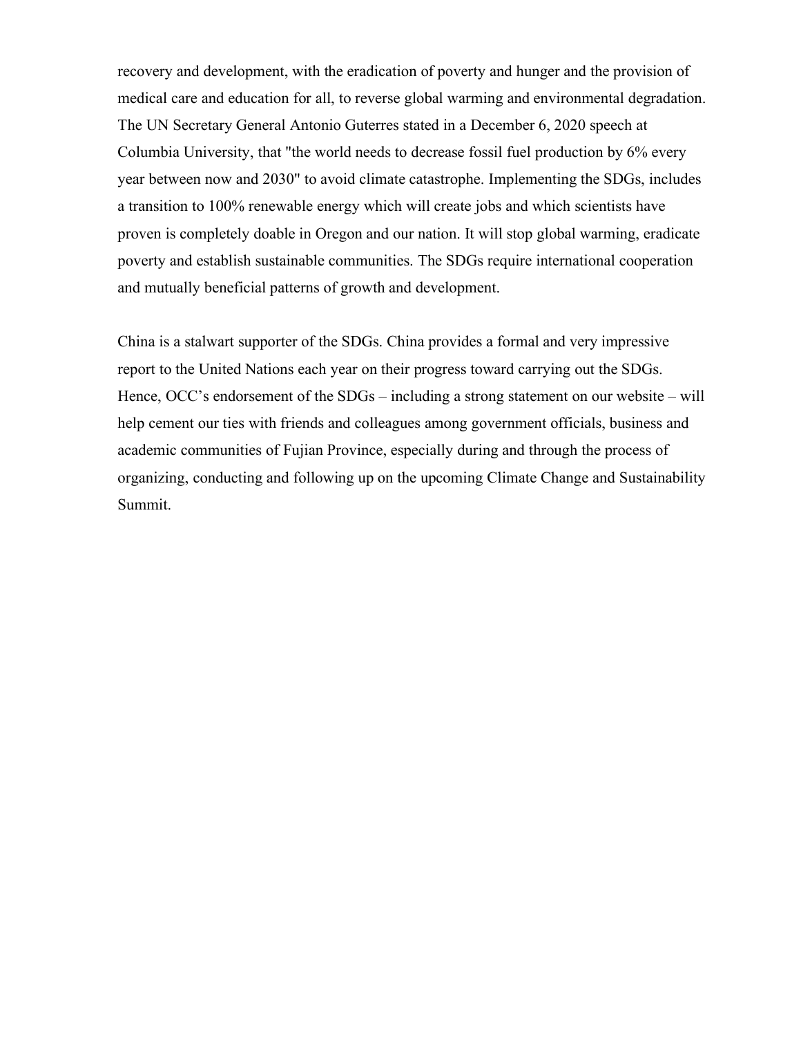recovery and development, with the eradication of poverty and hunger and the provision of medical care and education for all, to reverse global warming and environmental degradation. The UN Secretary General Antonio Guterres stated in a December 6, 2020 speech at Columbia University, that "the world needs to decrease fossil fuel production by 6% every year between now and 2030" to avoid climate catastrophe. Implementing the SDGs, includes a transition to 100% renewable energy which will create jobs and which scientists have proven is completely doable in Oregon and our nation. It will stop global warming, eradicate poverty and establish sustainable communities. The SDGs require international cooperation and mutually beneficial patterns of growth and development.

China is a stalwart supporter of the SDGs. China provides a formal and very impressive report to the United Nations each year on their progress toward carrying out the SDGs. Hence, OCC's endorsement of the SDGs – including a strong statement on our website – will help cement our ties with friends and colleagues among government officials, business and academic communities of Fujian Province, especially during and through the process of organizing, conducting and following up on the upcoming Climate Change and Sustainability Summit.